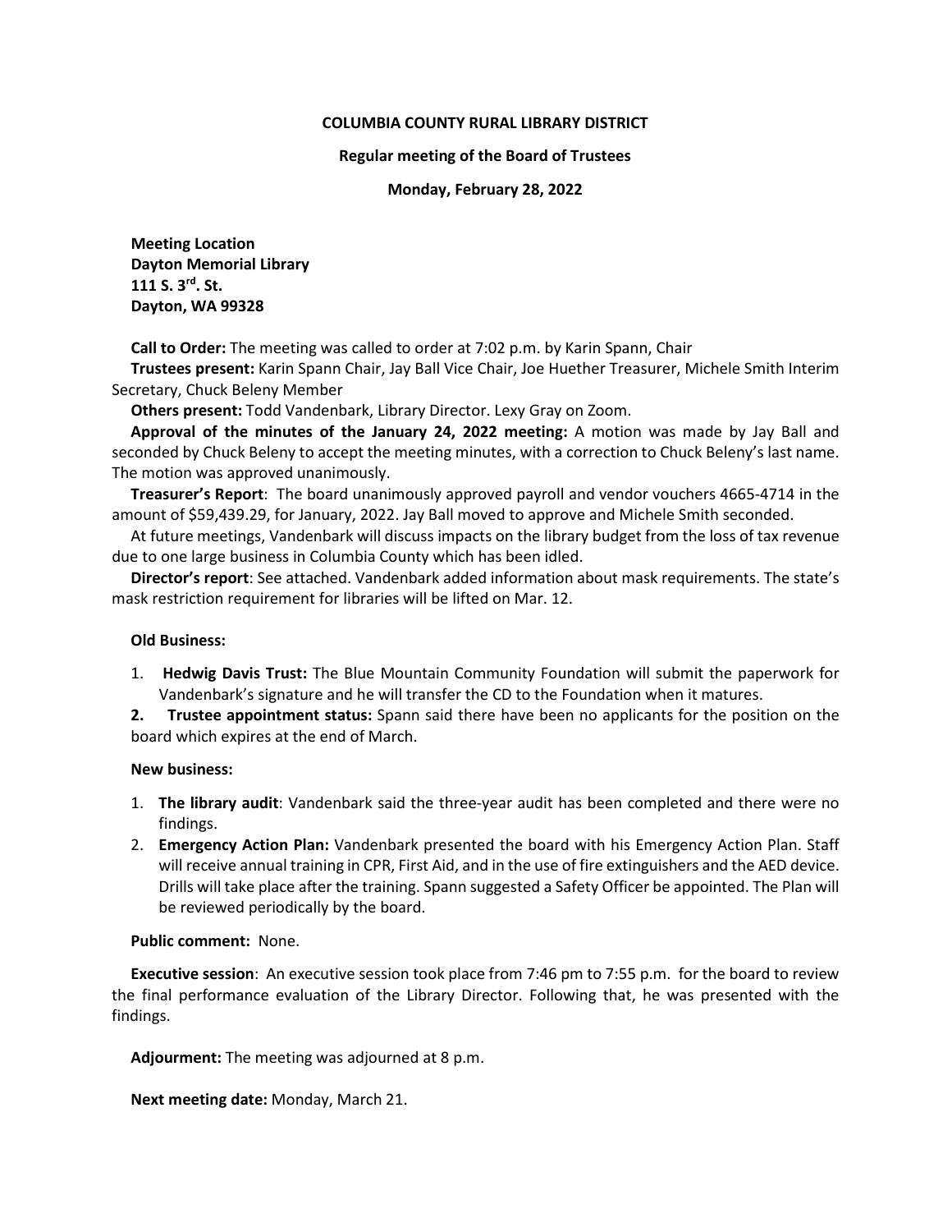**COLUMBIA COUNTY RURAL LIBRARY DISTRICT**

**Regular meeting of the Board of Trustees**

**Monday, February 28, 2022**

**Meeting Location**
**Dayton Memorial Library**
**111 S. 3rd. St.**
**Dayton, WA 99328**

**Call to Order:** The meeting was called to order at 7:02 p.m. by Karin Spann, Chair

**Trustees present:** Karin Spann Chair, Jay Ball Vice Chair, Joe Huether Treasurer, Michele Smith Interim Secretary, Chuck Beleny Member

**Others present:** Todd Vandenbark, Library Director. Lexy Gray on Zoom.

**Approval of the minutes of the January 24, 2022 meeting:** A motion was made by Jay Ball and seconded by Chuck Beleny to accept the meeting minutes, with a correction to Chuck Beleny's last name. The motion was approved unanimously.

**Treasurer's Report**: The board unanimously approved payroll and vendor vouchers 4665-4714 in the amount of $59,439.29, for January, 2022. Jay Ball moved to approve and Michele Smith seconded.

At future meetings, Vandenbark will discuss impacts on the library budget from the loss of tax revenue due to one large business in Columbia County which has been idled.

**Director's report**: See attached. Vandenbark added information about mask requirements. The state's mask restriction requirement for libraries will be lifted on Mar. 12.

**Old Business:**

1. **Hedwig Davis Trust:** The Blue Mountain Community Foundation will submit the paperwork for Vandenbark's signature and he will transfer the CD to the Foundation when it matures.
2. **Trustee appointment status:** Spann said there have been no applicants for the position on the board which expires at the end of March.

**New business:**

1. **The library audit**: Vandenbark said the three-year audit has been completed and there were no findings.
2. **Emergency Action Plan:** Vandenbark presented the board with his Emergency Action Plan. Staff will receive annual training in CPR, First Aid, and in the use of fire extinguishers and the AED device. Drills will take place after the training. Spann suggested a Safety Officer be appointed. The Plan will be reviewed periodically by the board.

**Public comment:** None.

**Executive session**: An executive session took place from 7:46 pm to 7:55 p.m. for the board to review the final performance evaluation of the Library Director. Following that, he was presented with the findings.

**Adjourment:** The meeting was adjourned at 8 p.m.

**Next meeting date:** Monday, March 21.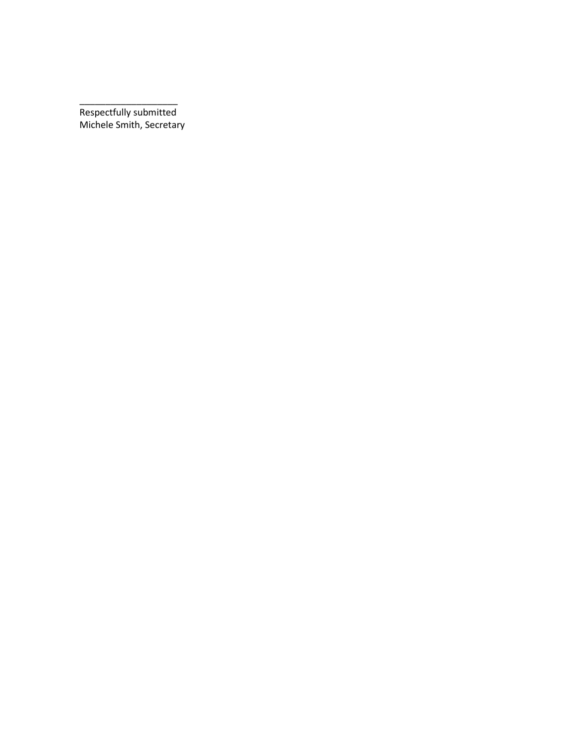____________________
Respectfully submitted
Michele Smith, Secretary